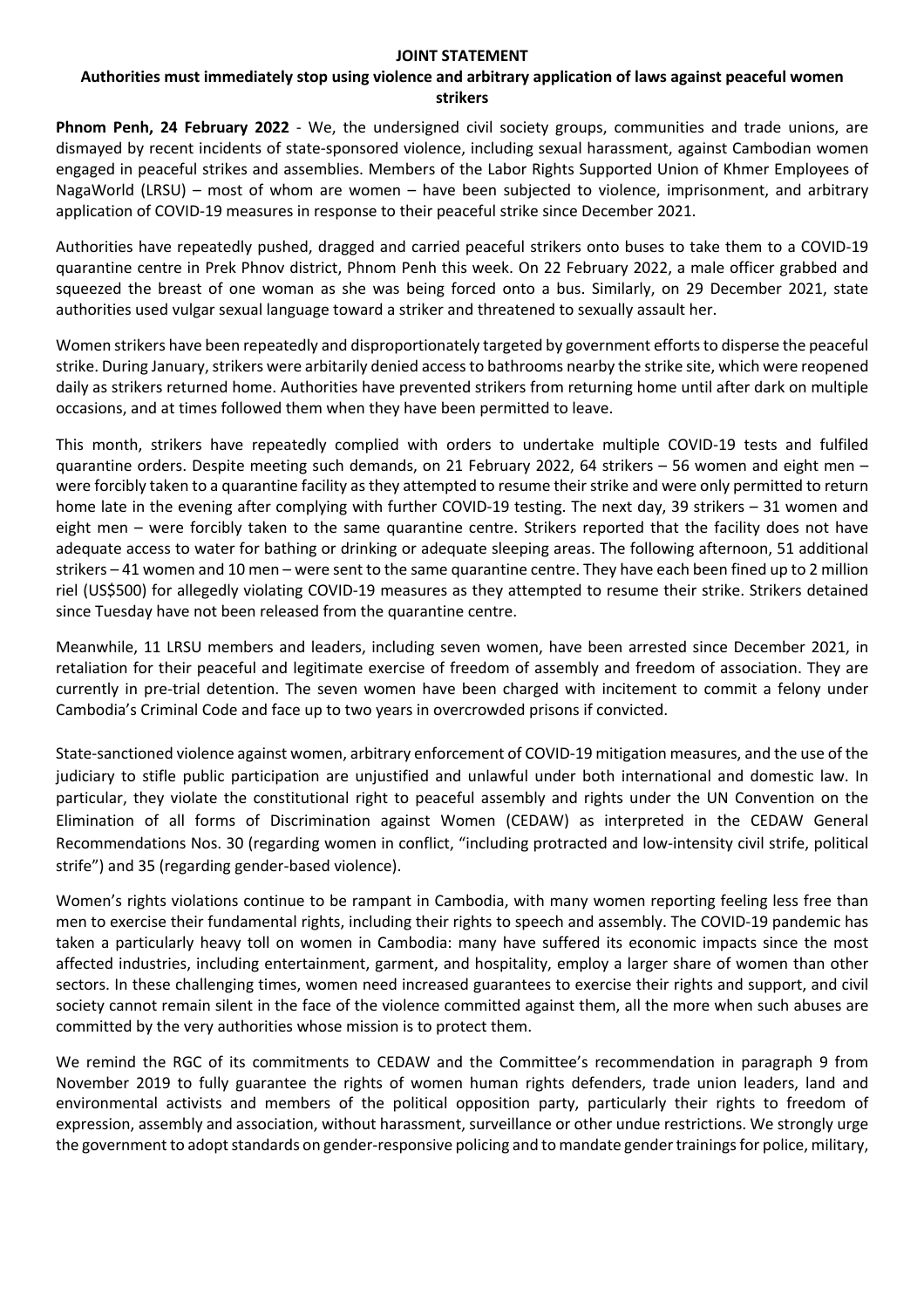**JOINT STATEMENT**

**Authorities must immediately stop using violence and arbitrary application of laws against peaceful women strikers**

**Phnom Penh, 24 February 2022** - We, the undersigned civil society groups, communities and trade unions, are dismayed by recent incidents of state-sponsored violence, including sexual harassment, against Cambodian women engaged in peaceful strikes and assemblies. Members of the Labor Rights Supported Union of Khmer Employees of NagaWorld (LRSU) – most of whom are women – have been subjected to violence, imprisonment, and arbitrary application of COVID-19 measures in response to their peaceful strike since December 2021.

Authorities have repeatedly pushed, dragged and carried peaceful strikers onto buses to take them to a COVID-19 quarantine centre in Prek Phnov district, Phnom Penh this week. On 22 February 2022, a male officer grabbed and squeezed the breast of one woman as she was being forced onto a bus. Similarly, on 29 December 2021, state authorities used vulgar sexual language toward a striker and threatened to sexually assault her.

Women strikers have been repeatedly and disproportionately targeted by government efforts to disperse the peaceful strike. During January, strikers were arbitarily denied access to bathrooms nearby the strike site, which were reopened daily as strikers returned home. Authorities have prevented strikers from returning home until after dark on multiple occasions, and at times followed them when they have been permitted to leave.

This month, strikers have repeatedly complied with orders to undertake multiple COVID-19 tests and fulfiled quarantine orders. Despite meeting such demands, on 21 February 2022, 64 strikers – 56 women and eight men – were forcibly taken to a quarantine facility as they attempted to resume their strike and were only permitted to return home late in the evening after complying with further COVID-19 testing. The next day, 39 strikers – 31 women and eight men – were forcibly taken to the same quarantine centre. Strikers reported that the facility does not have adequate access to water for bathing or drinking or adequate sleeping areas. The following afternoon, 51 additional strikers – 41 women and 10 men – were sent to the same quarantine centre. They have each been fined up to 2 million riel (US$500) for allegedly violating COVID-19 measures as they attempted to resume their strike. Strikers detained since Tuesday have not been released from the quarantine centre.

Meanwhile, 11 LRSU members and leaders, including seven women, have been arrested since December 2021, in retaliation for their peaceful and legitimate exercise of freedom of assembly and freedom of association. They are currently in pre-trial detention. The seven women have been charged with incitement to commit a felony under Cambodia's Criminal Code and face up to two years in overcrowded prisons if convicted.

State-sanctioned violence against women, arbitrary enforcement of COVID-19 mitigation measures, and the use of the judiciary to stifle public participation are unjustified and unlawful under both international and domestic law. In particular, they violate the constitutional right to peaceful assembly and rights under the UN Convention on the Elimination of all forms of Discrimination against Women (CEDAW) as interpreted in the CEDAW General Recommendations Nos. 30 (regarding women in conflict, "including protracted and low-intensity civil strife, political strife") and 35 (regarding gender-based violence).

Women's rights violations continue to be rampant in Cambodia, with many women reporting feeling less free than men to exercise their fundamental rights, including their rights to speech and assembly. The COVID-19 pandemic has taken a particularly heavy toll on women in Cambodia: many have suffered its economic impacts since the most affected industries, including entertainment, garment, and hospitality, employ a larger share of women than other sectors. In these challenging times, women need increased guarantees to exercise their rights and support, and civil society cannot remain silent in the face of the violence committed against them, all the more when such abuses are committed by the very authorities whose mission is to protect them.

We remind the RGC of its commitments to CEDAW and the Committee's recommendation in paragraph 9 from November 2019 to fully guarantee the rights of women human rights defenders, trade union leaders, land and environmental activists and members of the political opposition party, particularly their rights to freedom of expression, assembly and association, without harassment, surveillance or other undue restrictions. We strongly urge the government to adopt standards on gender-responsive policing and to mandate gender trainings for police, military,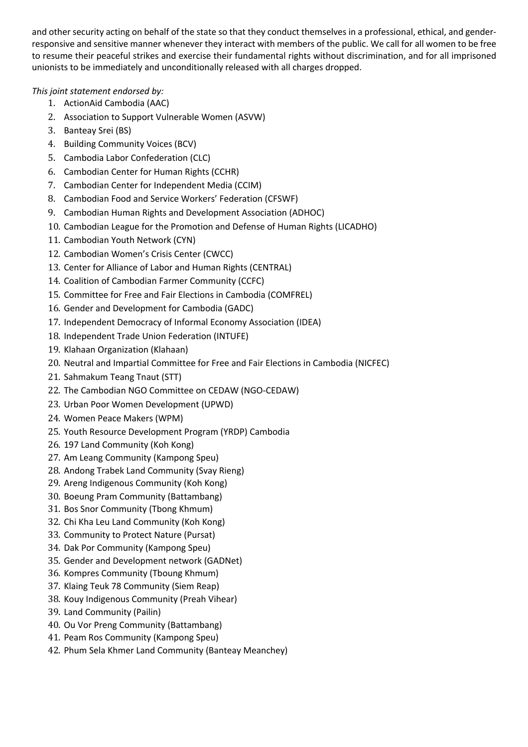and other security acting on behalf of the state so that they conduct themselves in a professional, ethical, and gender-responsive and sensitive manner whenever they interact with members of the public. We call for all women to be free to resume their peaceful strikes and exercise their fundamental rights without discrimination, and for all imprisoned unionists to be immediately and unconditionally released with all charges dropped.

*This joint statement endorsed by:*

1. ActionAid Cambodia (AAC)
2. Association to Support Vulnerable Women (ASVW)
3. Banteay Srei (BS)
4. Building Community Voices (BCV)
5. Cambodia Labor Confederation (CLC)
6. Cambodian Center for Human Rights (CCHR)
7. Cambodian Center for Independent Media (CCIM)
8. Cambodian Food and Service Workers' Federation (CFSWF)
9. Cambodian Human Rights and Development Association (ADHOC)
10. Cambodian League for the Promotion and Defense of Human Rights (LICADHO)
11. Cambodian Youth Network (CYN)
12. Cambodian Women's Crisis Center (CWCC)
13. Center for Alliance of Labor and Human Rights (CENTRAL)
14. Coalition of Cambodian Farmer Community (CCFC)
15. Committee for Free and Fair Elections in Cambodia (COMFREL)
16. Gender and Development for Cambodia (GADC)
17. Independent Democracy of Informal Economy Association (IDEA)
18. Independent Trade Union Federation (INTUFE)
19. Klahaan Organization (Klahaan)
20. Neutral and Impartial Committee for Free and Fair Elections in Cambodia (NICFEC)
21. Sahmakum Teang Tnaut (STT)
22. The Cambodian NGO Committee on CEDAW (NGO-CEDAW)
23. Urban Poor Women Development (UPWD)
24. Women Peace Makers (WPM)
25. Youth Resource Development Program (YRDP) Cambodia
26. 197 Land Community (Koh Kong)
27. Am Leang Community (Kampong Speu)
28. Andong Trabek Land Community (Svay Rieng)
29. Areng Indigenous Community (Koh Kong)
30. Boeung Pram Community (Battambang)
31. Bos Snor Community (Tbong Khmum)
32. Chi Kha Leu Land Community (Koh Kong)
33. Community to Protect Nature (Pursat)
34. Dak Por Community (Kampong Speu)
35. Gender and Development network (GADNet)
36. Kompres Community (Tboung Khmum)
37. Klaing Teuk 78 Community (Siem Reap)
38. Kouy Indigenous Community (Preah Vihear)
39. Land Community (Pailin)
40. Ou Vor Preng Community (Battambang)
41. Peam Ros Community (Kampong Speu)
42. Phum Sela Khmer Land Community (Banteay Meanchey)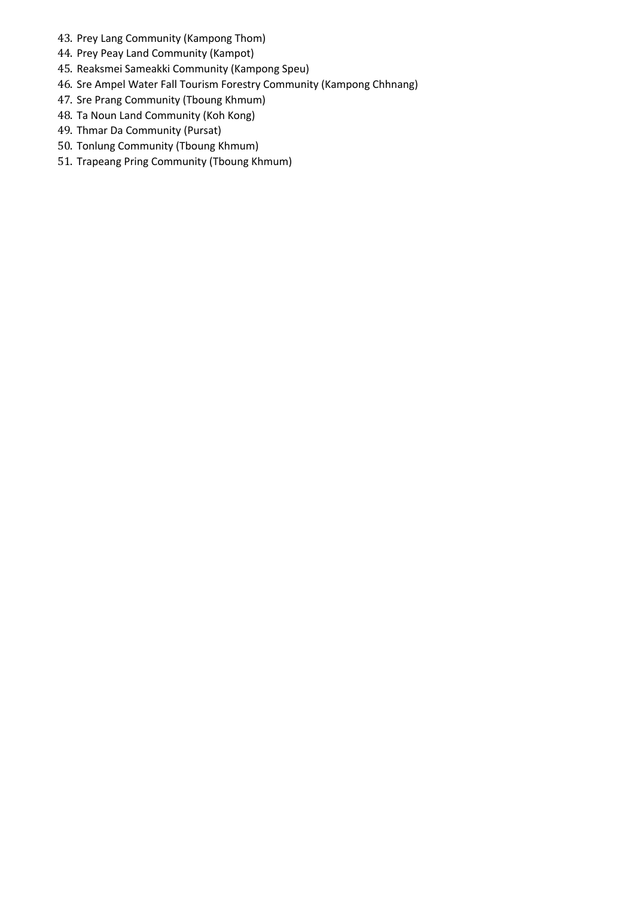43. Prey Lang Community (Kampong Thom)
44. Prey Peay Land Community (Kampot)
45. Reaksmei Sameakki Community (Kampong Speu)
46. Sre Ampel Water Fall Tourism Forestry Community (Kampong Chhnang)
47. Sre Prang Community (Tboung Khmum)
48. Ta Noun Land Community (Koh Kong)
49. Thmar Da Community (Pursat)
50. Tonlung Community (Tboung Khmum)
51. Trapeang Pring Community (Tboung Khmum)